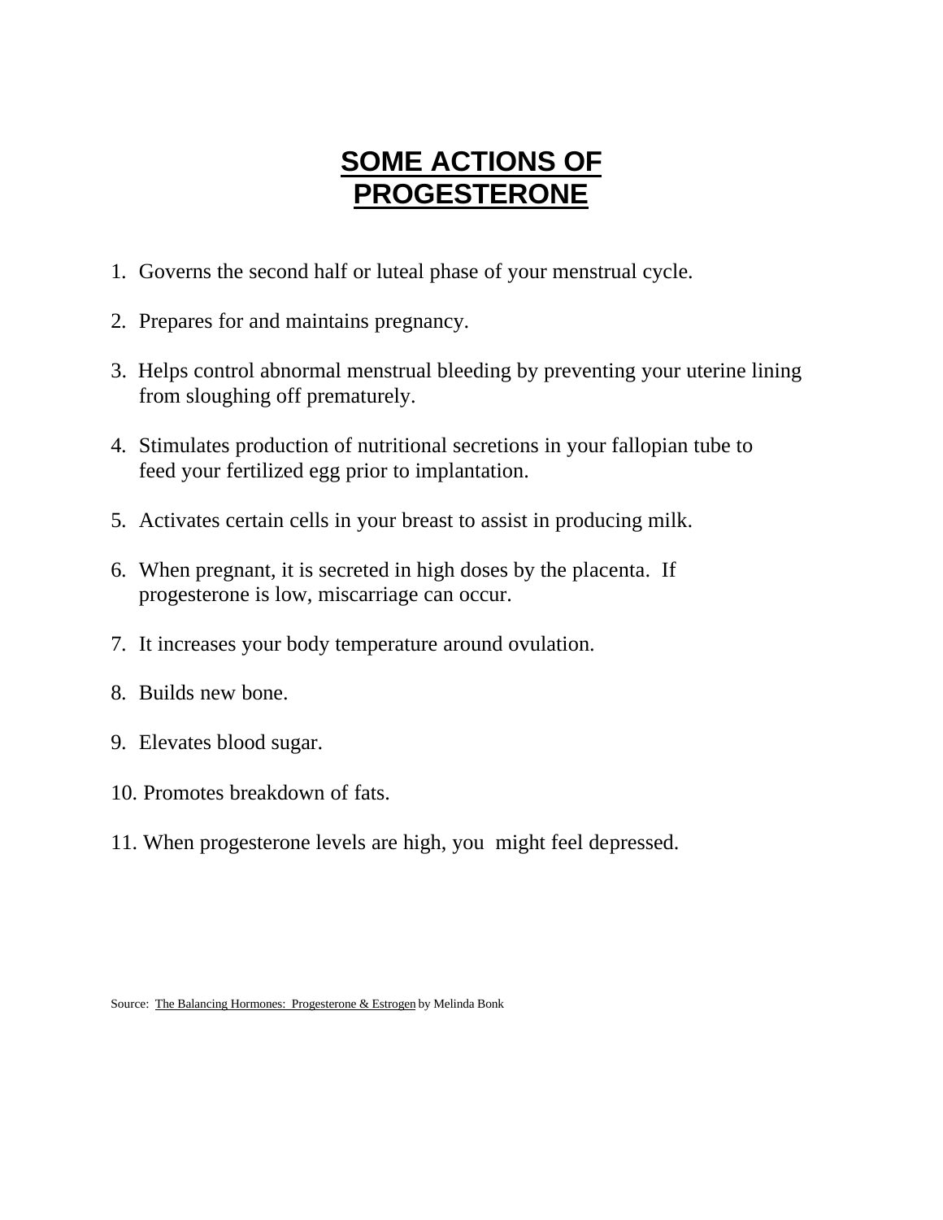# SOME ACTIONS OF PROGESTERONE

1. Governs the second half or luteal phase of your menstrual cycle.

2. Prepares for and maintains pregnancy.

3. Helps control abnormal menstrual bleeding by preventing your uterine lining from sloughing off prematurely.

4. Stimulates production of nutritional secretions in your fallopian tube to feed your fertilized egg prior to implantation.

5. Activates certain cells in your breast to assist in producing milk.

6. When pregnant, it is secreted in high doses by the placenta. If progesterone is low, miscarriage can occur.

7. It increases your body temperature around ovulation.

8. Builds new bone.

9. Elevates blood sugar.

10. Promotes breakdown of fats.

11. When progesterone levels are high, you might feel depressed.

Source: The Balancing Hormones: Progesterone & Estrogen by Melinda Bonk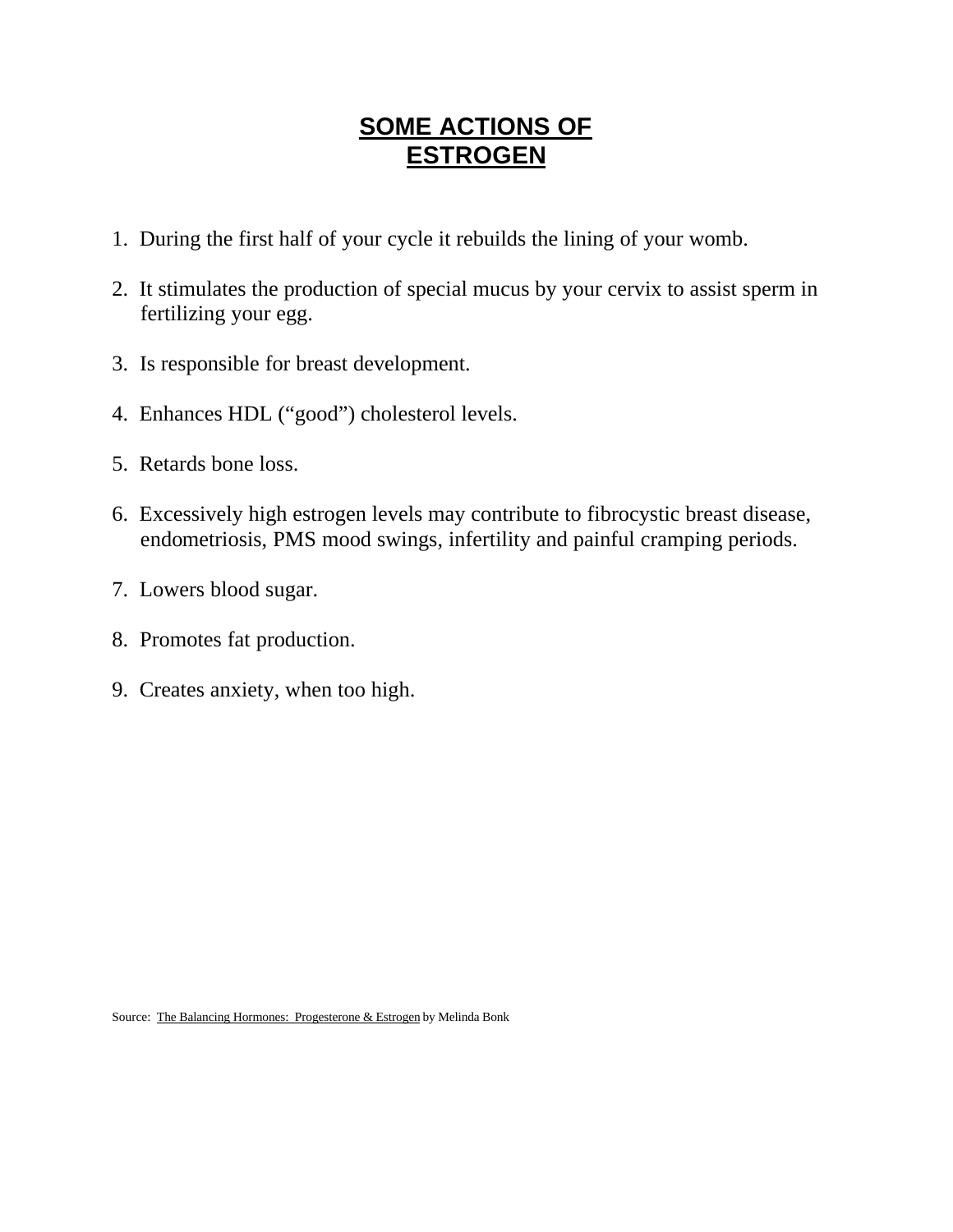# SOME ACTIONS OF ESTROGEN

1. During the first half of your cycle it rebuilds the lining of your womb.
2. It stimulates the production of special mucus by your cervix to assist sperm in fertilizing your egg.
3. Is responsible for breast development.
4. Enhances HDL ("good") cholesterol levels.
5. Retards bone loss.
6. Excessively high estrogen levels may contribute to fibrocystic breast disease, endometriosis, PMS mood swings, infertility and painful cramping periods.
7. Lowers blood sugar.
8. Promotes fat production.
9. Creates anxiety, when too high.

Source: The Balancing Hormones: Progesterone & Estrogen by Melinda Bonk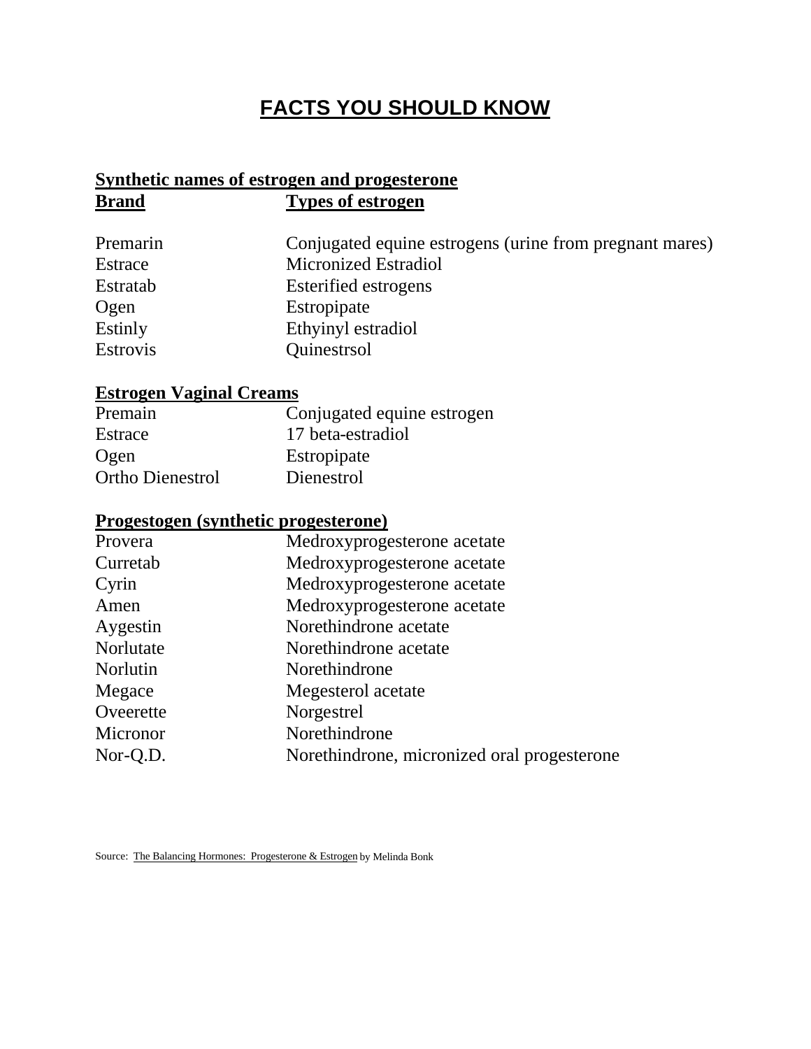# FACTS YOU SHOULD KNOW

## Synthetic names of estrogen and progesterone

| **Brand** | **Types of estrogen** |
|---|---|
| Premarin | Conjugated equine estrogens (urine from pregnant mares) |
| Estrace | Micronized Estradiol |
| Estratab | Esterified estrogens |
| Ogen | Estropipate |
| Estinly | Ethyinyl estradiol |
| Estrovis | Quinestrsol |

## Estrogen Vaginal Creams

| | |
|---|---|
| Premain | Conjugated equine estrogen |
| Estrace | 17 beta-estradiol |
| Ogen | Estropipate |
| Ortho Dienestrol | Dienestrol |

## Progestogen (synthetic progesterone)

| | |
|---|---|
| Provera | Medroxyprogesterone acetate |
| Curretab | Medroxyprogesterone acetate |
| Cyrin | Medroxyprogesterone acetate |
| Amen | Medroxyprogesterone acetate |
| Aygestin | Norethindrone acetate |
| Norlutate | Norethindrone acetate |
| Norlutin | Norethindrone |
| Megace | Megesterol acetate |
| Oveerette | Norgestrel |
| Micronor | Norethindrone |
| Nor-Q.D. | Norethindrone, micronized oral progesterone |

Source: The Balancing Hormones: Progesterone & Estrogen by Melinda Bonk